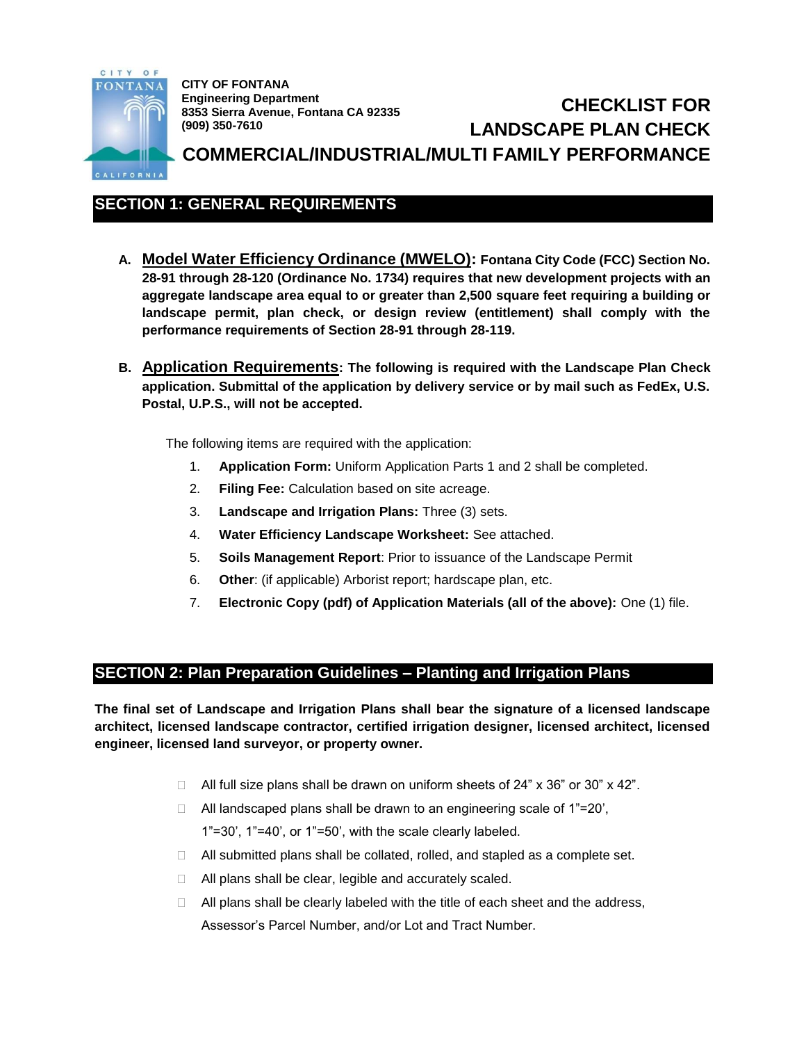**CITY OF FONTANA**
**Engineering Department**
**8353 Sierra Avenue, Fontana CA 92335**
**(909) 350-7610**

# CHECKLIST FOR LANDSCAPE PLAN CHECK

# COMMERCIAL/INDUSTRIAL/MULTI FAMILY PERFORMANCE

## SECTION 1: GENERAL REQUIREMENTS

A. **Model Water Efficiency Ordinance (MWELO): Fontana City Code (FCC) Section No. 28-91 through 28-120 (Ordinance No. 1734) requires that new development projects with an aggregate landscape area equal to or greater than 2,500 square feet requiring a building or landscape permit, plan check, or design review (entitlement) shall comply with the performance requirements of Section 28-91 through 28-119.**

B. **Application Requirements: The following is required with the Landscape Plan Check application. Submittal of the application by delivery service or by mail such as FedEx, U.S. Postal, U.P.S., will not be accepted.**

The following items are required with the application:

1. **Application Form:** Uniform Application Parts 1 and 2 shall be completed.
2. **Filing Fee:** Calculation based on site acreage.
3. **Landscape and Irrigation Plans:** Three (3) sets.
4. **Water Efficiency Landscape Worksheet:** See attached.
5. **Soils Management Report**: Prior to issuance of the Landscape Permit
6. **Other**: (if applicable) Arborist report; hardscape plan, etc.
7. **Electronic Copy (pdf) of Application Materials (all of the above):** One (1) file.

## SECTION 2: Plan Preparation Guidelines – Planting and Irrigation Plans

**The final set of Landscape and Irrigation Plans shall bear the signature of a licensed landscape architect, licensed landscape contractor, certified irrigation designer, licensed architect, licensed engineer, licensed land surveyor, or property owner.**

- ☐ All full size plans shall be drawn on uniform sheets of 24" x 36" or 30" x 42".
- ☐ All landscaped plans shall be drawn to an engineering scale of 1"=20', 1"=30', 1"=40', or 1"=50', with the scale clearly labeled.
- ☐ All submitted plans shall be collated, rolled, and stapled as a complete set.
- ☐ All plans shall be clear, legible and accurately scaled.
- ☐ All plans shall be clearly labeled with the title of each sheet and the address, Assessor's Parcel Number, and/or Lot and Tract Number.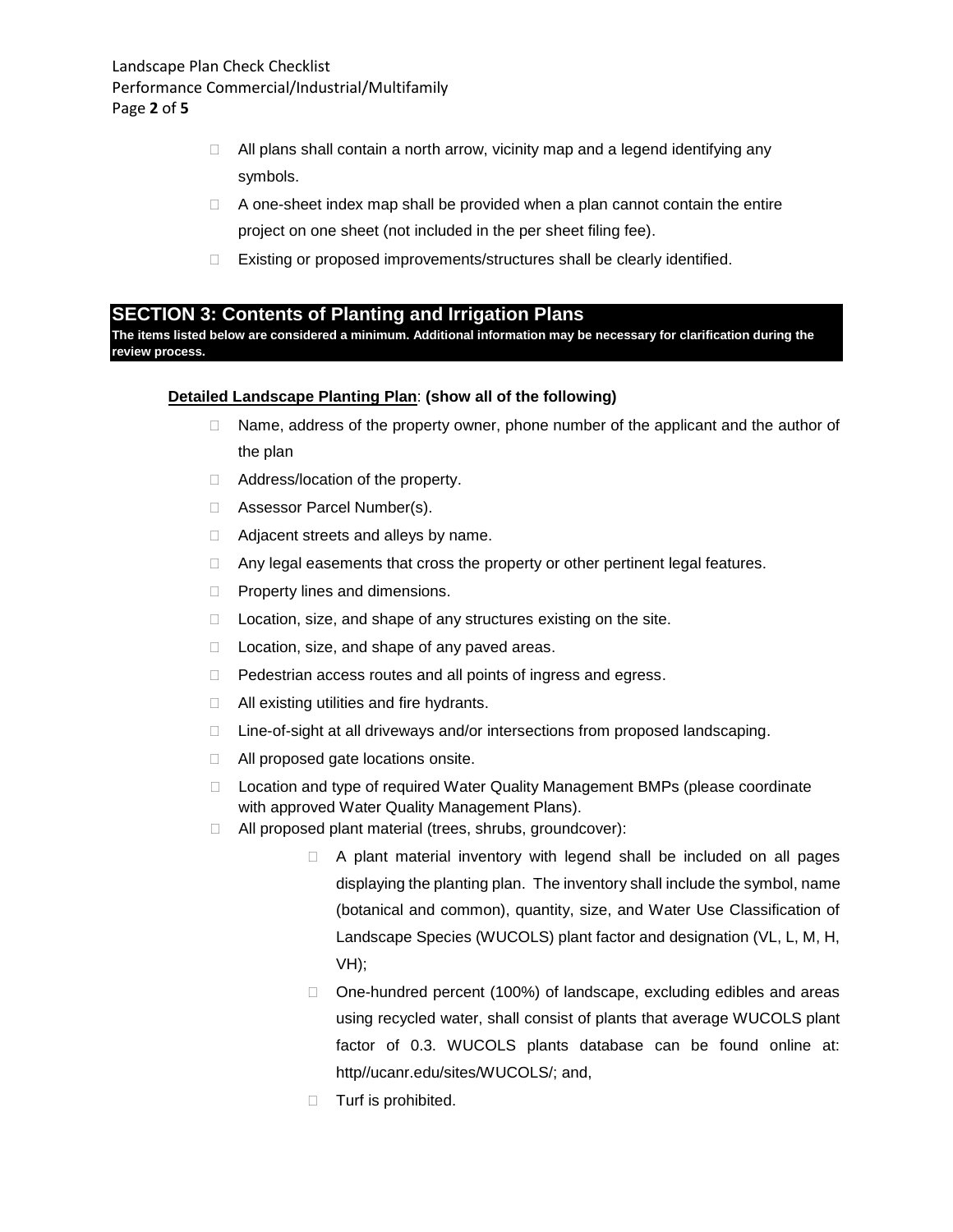- All plans shall contain a north arrow, vicinity map and a legend identifying any symbols.
- A one-sheet index map shall be provided when a plan cannot contain the entire project on one sheet (not included in the per sheet filing fee).
- Existing or proposed improvements/structures shall be clearly identified.

## SECTION 3: Contents of Planting and Irrigation Plans

**The items listed below are considered a minimum. Additional information may be necessary for clarification during the review process.**

**Detailed Landscape Planting Plan**: **(show all of the following)**

- Name, address of the property owner, phone number of the applicant and the author of the plan
- Address/location of the property.
- Assessor Parcel Number(s).
- Adjacent streets and alleys by name.
- Any legal easements that cross the property or other pertinent legal features.
- Property lines and dimensions.
- Location, size, and shape of any structures existing on the site.
- Location, size, and shape of any paved areas.
- Pedestrian access routes and all points of ingress and egress.
- All existing utilities and fire hydrants.
- Line-of-sight at all driveways and/or intersections from proposed landscaping.
- All proposed gate locations onsite.
- Location and type of required Water Quality Management BMPs (please coordinate with approved Water Quality Management Plans).
- All proposed plant material (trees, shrubs, groundcover):
  - A plant material inventory with legend shall be included on all pages displaying the planting plan. The inventory shall include the symbol, name (botanical and common), quantity, size, and Water Use Classification of Landscape Species (WUCOLS) plant factor and designation (VL, L, M, H, VH);
  - One-hundred percent (100%) of landscape, excluding edibles and areas using recycled water, shall consist of plants that average WUCOLS plant factor of 0.3. WUCOLS plants database can be found online at: http//ucanr.edu/sites/WUCOLS/; and,
  - Turf is prohibited.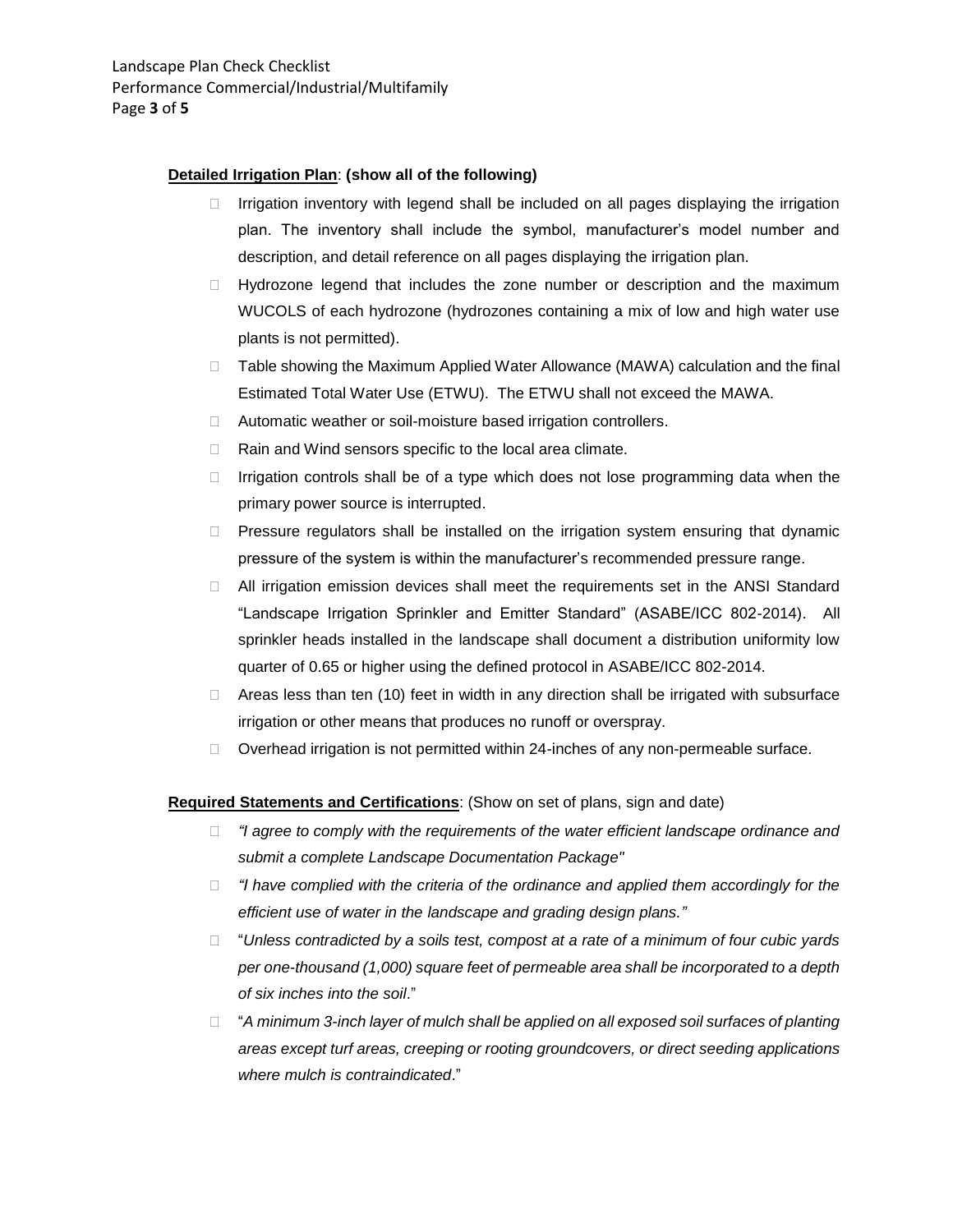**Detailed Irrigation Plan**: **(show all of the following)**

- Irrigation inventory with legend shall be included on all pages displaying the irrigation plan. The inventory shall include the symbol, manufacturer's model number and description, and detail reference on all pages displaying the irrigation plan.
- Hydrozone legend that includes the zone number or description and the maximum WUCOLS of each hydrozone (hydrozones containing a mix of low and high water use plants is not permitted).
- Table showing the Maximum Applied Water Allowance (MAWA) calculation and the final Estimated Total Water Use (ETWU). The ETWU shall not exceed the MAWA.
- Automatic weather or soil-moisture based irrigation controllers.
- Rain and Wind sensors specific to the local area climate.
- Irrigation controls shall be of a type which does not lose programming data when the primary power source is interrupted.
- Pressure regulators shall be installed on the irrigation system ensuring that dynamic pressure of the system is within the manufacturer's recommended pressure range.
- All irrigation emission devices shall meet the requirements set in the ANSI Standard "Landscape Irrigation Sprinkler and Emitter Standard" (ASABE/ICC 802-2014). All sprinkler heads installed in the landscape shall document a distribution uniformity low quarter of 0.65 or higher using the defined protocol in ASABE/ICC 802-2014.
- Areas less than ten (10) feet in width in any direction shall be irrigated with subsurface irrigation or other means that produces no runoff or overspray.
- Overhead irrigation is not permitted within 24-inches of any non-permeable surface.

**Required Statements and Certifications**: (Show on set of plans, sign and date)

- *"I agree to comply with the requirements of the water efficient landscape ordinance and submit a complete Landscape Documentation Package"*
- *"I have complied with the criteria of the ordinance and applied them accordingly for the efficient use of water in the landscape and grading design plans."*
- "*Unless contradicted by a soils test, compost at a rate of a minimum of four cubic yards per one-thousand (1,000) square feet of permeable area shall be incorporated to a depth of six inches into the soil*."
- "*A minimum 3-inch layer of mulch shall be applied on all exposed soil surfaces of planting areas except turf areas, creeping or rooting groundcovers, or direct seeding applications where mulch is contraindicated*."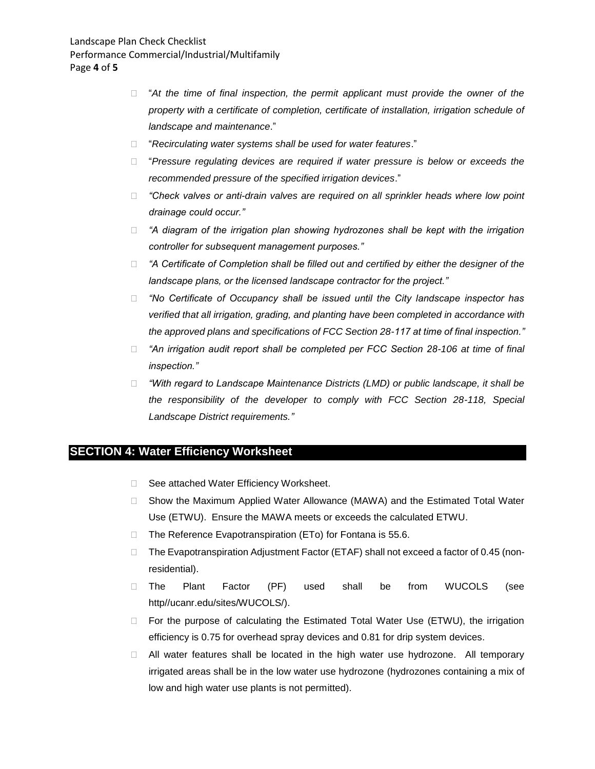- "*At the time of final inspection, the permit applicant must provide the owner of the property with a certificate of completion, certificate of installation, irrigation schedule of landscape and maintenance*."
- "*Recirculating water systems shall be used for water features*."
- "*Pressure regulating devices are required if water pressure is below or exceeds the recommended pressure of the specified irrigation devices*."
- *"Check valves or anti-drain valves are required on all sprinkler heads where low point drainage could occur."*
- *"A diagram of the irrigation plan showing hydrozones shall be kept with the irrigation controller for subsequent management purposes."*
- *"A Certificate of Completion shall be filled out and certified by either the designer of the landscape plans, or the licensed landscape contractor for the project."*
- *"No Certificate of Occupancy shall be issued until the City landscape inspector has verified that all irrigation, grading, and planting have been completed in accordance with the approved plans and specifications of FCC Section 28-117 at time of final inspection."*
- *"An irrigation audit report shall be completed per FCC Section 28-106 at time of final inspection."*
- *"With regard to Landscape Maintenance Districts (LMD) or public landscape, it shall be the responsibility of the developer to comply with FCC Section 28-118, Special Landscape District requirements."*

## SECTION 4: Water Efficiency Worksheet

- See attached Water Efficiency Worksheet.
- Show the Maximum Applied Water Allowance (MAWA) and the Estimated Total Water Use (ETWU). Ensure the MAWA meets or exceeds the calculated ETWU.
- The Reference Evapotranspiration (ETo) for Fontana is 55.6.
- The Evapotranspiration Adjustment Factor (ETAF) shall not exceed a factor of 0.45 (non-residential).
- The Plant Factor (PF) used shall be from WUCOLS (see http//ucanr.edu/sites/WUCOLS/).
- For the purpose of calculating the Estimated Total Water Use (ETWU), the irrigation efficiency is 0.75 for overhead spray devices and 0.81 for drip system devices.
- All water features shall be located in the high water use hydrozone. All temporary irrigated areas shall be in the low water use hydrozone (hydrozones containing a mix of low and high water use plants is not permitted).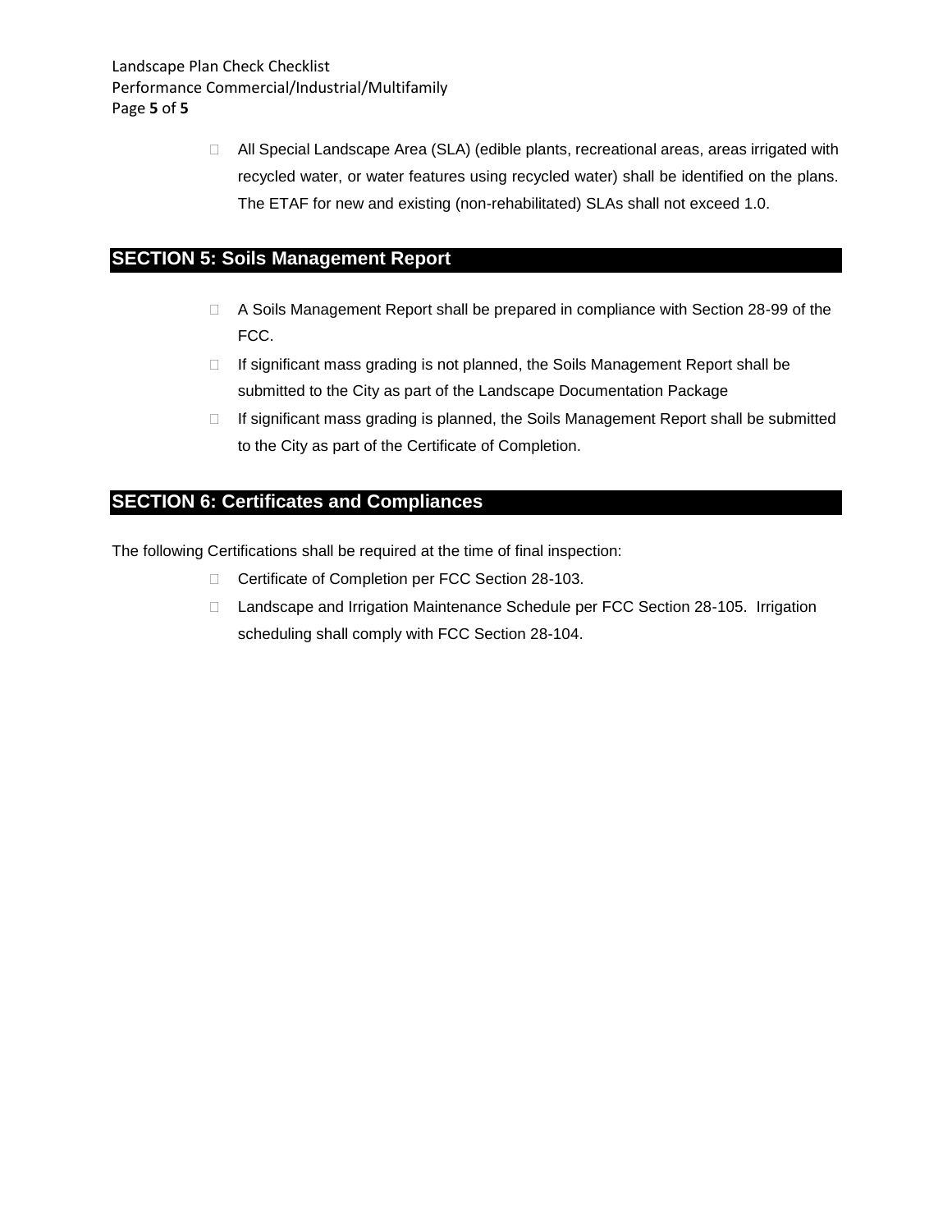- All Special Landscape Area (SLA) (edible plants, recreational areas, areas irrigated with recycled water, or water features using recycled water) shall be identified on the plans. The ETAF for new and existing (non-rehabilitated) SLAs shall not exceed 1.0.

## SECTION 5: Soils Management Report

- A Soils Management Report shall be prepared in compliance with Section 28-99 of the FCC.
- If significant mass grading is not planned, the Soils Management Report shall be submitted to the City as part of the Landscape Documentation Package
- If significant mass grading is planned, the Soils Management Report shall be submitted to the City as part of the Certificate of Completion.

## SECTION 6: Certificates and Compliances

The following Certifications shall be required at the time of final inspection:

- Certificate of Completion per FCC Section 28-103.
- Landscape and Irrigation Maintenance Schedule per FCC Section 28-105. Irrigation scheduling shall comply with FCC Section 28-104.